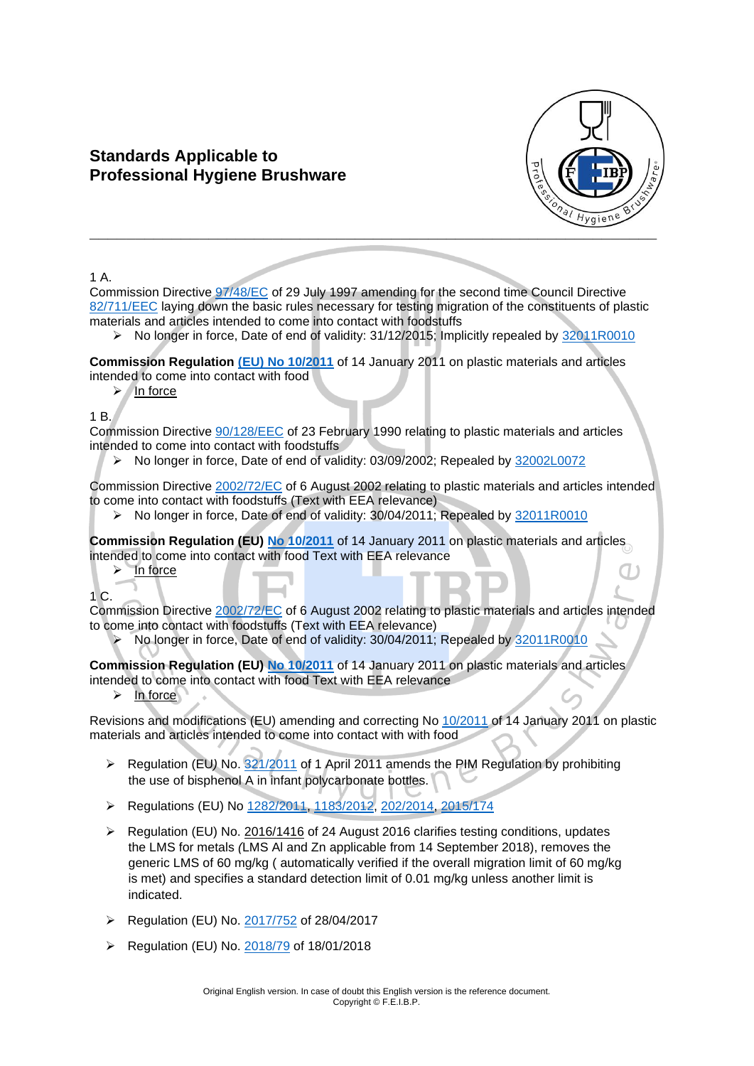# Standards Applicable to Professional Hygiene Brushware

1 A.

Commission Directive 97/48/EC of 29 July 1997 amending for the second time Council Directive 82/711/EEC laying down the basic rules necessary for testing migration of the constituents of plastic materials and articles intended to come into contact with foodstuffs

- No longer in force, Date of end of validity: 31/12/2015; Implicitly repealed by 32011R0010

**Commission Regulation (EU) No 10/2011** of 14 January 2011 on plastic materials and articles intended to come into contact with food

- In force

1 B.

Commission Directive 90/128/EEC of 23 February 1990 relating to plastic materials and articles intended to come into contact with foodstuffs

- No longer in force, Date of end of validity: 03/09/2002; Repealed by 32002L0072

Commission Directive 2002/72/EC of 6 August 2002 relating to plastic materials and articles intended to come into contact with foodstuffs (Text with EEA relevance)

- No longer in force, Date of end of validity: 30/04/2011; Repealed by 32011R0010

**Commission Regulation (EU) No 10/2011** of 14 January 2011 on plastic materials and articles intended to come into contact with food Text with EEA relevance

- In force

1 C.

Commission Directive 2002/72/EC of 6 August 2002 relating to plastic materials and articles intended to come into contact with foodstuffs (Text with EEA relevance)

- No longer in force, Date of end of validity: 30/04/2011; Repealed by 32011R0010

**Commission Regulation (EU) No 10/2011** of 14 January 2011 on plastic materials and articles intended to come into contact with food Text with EEA relevance

- In force

Revisions and modifications (EU) amending and correcting No 10/2011 of 14 January 2011 on plastic materials and articles intended to come into contact with with food

- Regulation (EU) No. 321/2011 of 1 April 2011 amends the PIM Regulation by prohibiting the use of bisphenol A in infant polycarbonate bottles.
- Regulations (EU) No 1282/2011, 1183/2012, 202/2014, 2015/174
- Regulation (EU) No. 2016/1416 of 24 August 2016 clarifies testing conditions, updates the LMS for metals (LMS Al and Zn applicable from 14 September 2018), removes the generic LMS of 60 mg/kg ( automatically verified if the overall migration limit of 60 mg/kg is met) and specifies a standard detection limit of 0.01 mg/kg unless another limit is indicated.
- Regulation (EU) No. 2017/752 of 28/04/2017
- Regulation (EU) No. 2018/79 of 18/01/2018

Original English version. In case of doubt this English version is the reference document.
Copyright © F.E.I.B.P.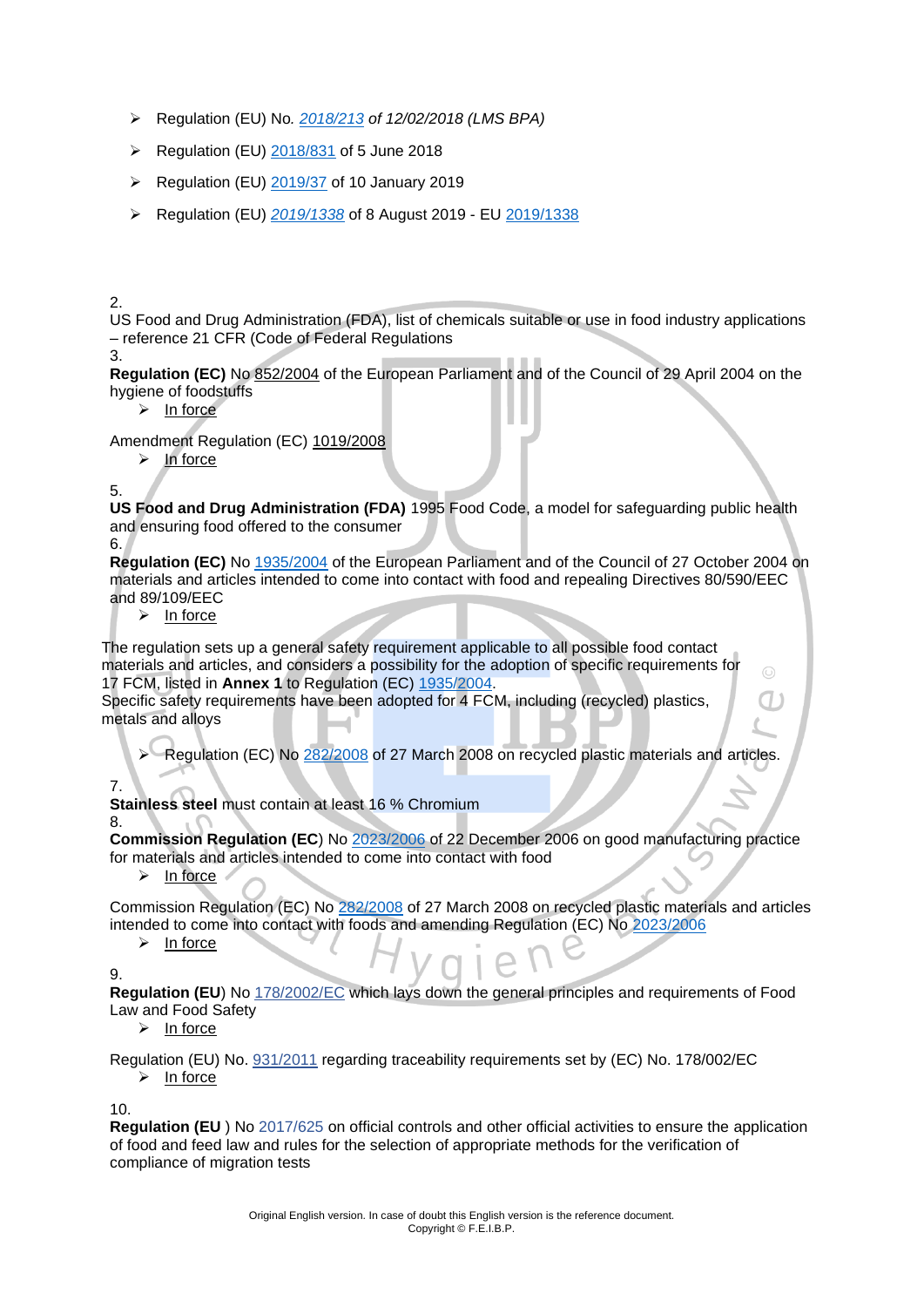- Regulation (EU) No. *2018/213 of 12/02/2018 (LMS BPA)*
- Regulation (EU) 2018/831 of 5 June 2018
- Regulation (EU) 2019/37 of 10 January 2019
- Regulation (EU) *2019/1338* of 8 August 2019 - EU 2019/1338

2.
US Food and Drug Administration (FDA), list of chemicals suitable or use in food industry applications – reference 21 CFR (Code of Federal Regulations

3.
**Regulation (EC)** No 852/2004 of the European Parliament and of the Council of 29 April 2004 on the hygiene of foodstuffs

- In force

Amendment Regulation (EC) 1019/2008

- In force

5.
**US Food and Drug Administration (FDA)** 1995 Food Code, a model for safeguarding public health and ensuring food offered to the consumer

6.
**Regulation (EC)** No 1935/2004 of the European Parliament and of the Council of 27 October 2004 on materials and articles intended to come into contact with food and repealing Directives 80/590/EEC and 89/109/EEC

- In force

The regulation sets up a general safety requirement applicable to all possible food contact materials and articles, and considers a possibility for the adoption of specific requirements for 17 FCM, listed in **Annex 1** to Regulation (EC) 1935/2004.
Specific safety requirements have been adopted for 4 FCM, including (recycled) plastics, metals and alloys

- Regulation (EC) No 282/2008 of 27 March 2008 on recycled plastic materials and articles.

7.
**Stainless steel** must contain at least 16 % Chromium

8.
**Commission Regulation (EC)** No 2023/2006 of 22 December 2006 on good manufacturing practice for materials and articles intended to come into contact with food

- In force

Commission Regulation (EC) No 282/2008 of 27 March 2008 on recycled plastic materials and articles intended to come into contact with foods and amending Regulation (EC) No 2023/2006

- In force

9.
**Regulation (EU)** No 178/2002/EC which lays down the general principles and requirements of Food Law and Food Safety

- In force

Regulation (EU) No. 931/2011 regarding traceability requirements set by (EC) No. 178/002/EC

- In force

10.
**Regulation (EU** ) No 2017/625 on official controls and other official activities to ensure the application of food and feed law and rules for the selection of appropriate methods for the verification of compliance of migration tests

Original English version. In case of doubt this English version is the reference document.
Copyright © F.E.I.B.P.